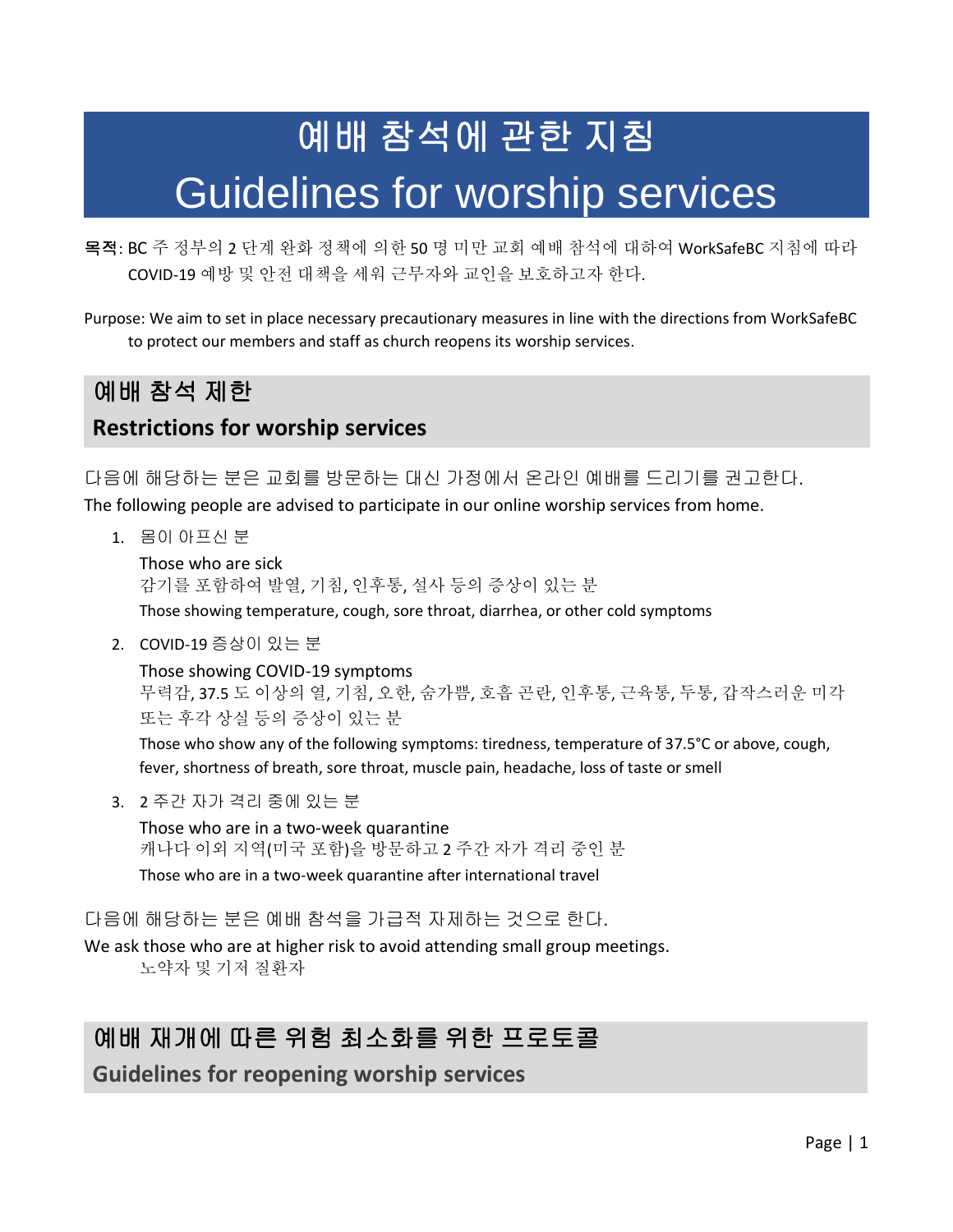# 예배 참석에 관한 지침

# Guidelines for worship services

**목적**: BC 주 정부의 2 단계 완화 정책에 의한 50 명 미만 교회 예배 참석에 대하여 WorkSafeBC 지침에 따라 COVID-19 예방 및 안전 대책을 세워 근무자와 교인을 보호하고자 한다.

Purpose: We aim to set in place necessary precautionary measures in line with the directions from WorkSafeBC to protect our members and staff as church reopens its worship services.

## 예배 참석 제한

## Restrictions for worship services

다음에 해당하는 분은 교회를 방문하는 대신 가정에서 온라인 예배를 드리기를 권고한다.
The following people are advised to participate in our online worship services from home.

1. 몸이 아프신 분

   Those who are sick

   감기를 포함하여 발열, 기침, 인후통, 설사 등의 증상이 있는 분

   Those showing temperature, cough, sore throat, diarrhea, or other cold symptoms

2. COVID-19 증상이 있는 분

   Those showing COVID-19 symptoms

   무력감, 37.5 도 이상의 열, 기침, 오한, 숨가쁨, 호흡 곤란, 인후통, 근육통, 두통, 갑작스러운 미각 또는 후각 상실 등의 증상이 있는 분

   Those who show any of the following symptoms: tiredness, temperature of 37.5°C or above, cough, fever, shortness of breath, sore throat, muscle pain, headache, loss of taste or smell

3. 2 주간 자가 격리 중에 있는 분

   Those who are in a two-week quarantine

   캐나다 이외 지역(미국 포함)을 방문하고 2 주간 자가 격리 중인 분

   Those who are in a two-week quarantine after international travel

다음에 해당하는 분은 예배 참석을 가급적 자제하는 것으로 한다.
We ask those who are at higher risk to avoid attending small group meetings.

노약자 및 기저 질환자

## 예배 재개에 따른 위험 최소화를 위한 프로토콜

## Guidelines for reopening worship services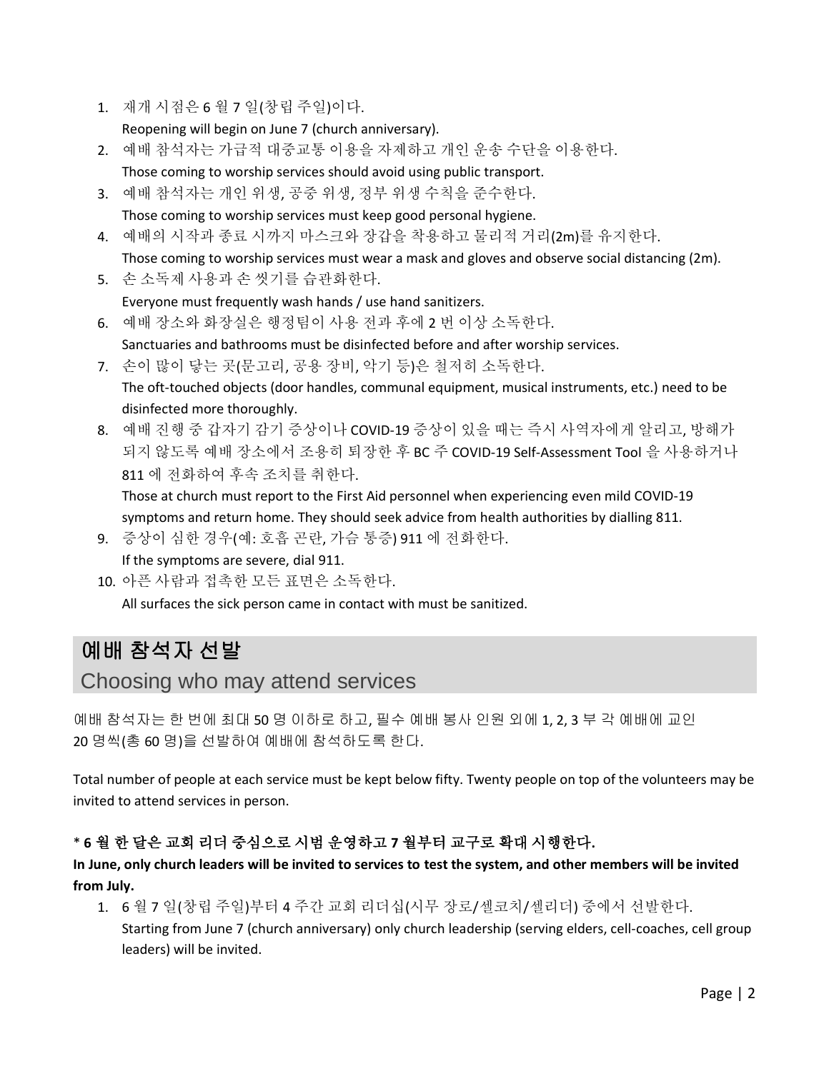1. 재개 시점은 6 월 7 일(창립 주일)이다.
   Reopening will begin on June 7 (church anniversary).
2. 예배 참석자는 가급적 대중교통 이용을 자제하고 개인 운송 수단을 이용한다.
   Those coming to worship services should avoid using public transport.
3. 예배 참석자는 개인 위생, 공중 위생, 정부 위생 수칙을 준수한다.
   Those coming to worship services must keep good personal hygiene.
4. 예배의 시작과 종료 시까지 마스크와 장갑을 착용하고 물리적 거리(2m)를 유지한다.
   Those coming to worship services must wear a mask and gloves and observe social distancing (2m).
5. 손 소독제 사용과 손 씻기를 습관화한다.
   Everyone must frequently wash hands / use hand sanitizers.
6. 예배 장소와 화장실은 행정팀이 사용 전과 후에 2 번 이상 소독한다.
   Sanctuaries and bathrooms must be disinfected before and after worship services.
7. 손이 많이 닿는 곳(문고리, 공용 장비, 악기 등)은 철저히 소독한다.
   The oft-touched objects (door handles, communal equipment, musical instruments, etc.) need to be disinfected more thoroughly.
8. 예배 진행 중 갑자기 감기 증상이나 COVID-19 증상이 있을 때는 즉시 사역자에게 알리고, 방해가 되지 않도록 예배 장소에서 조용히 퇴장한 후 BC 주 COVID-19 Self-Assessment Tool 을 사용하거나 811 에 전화하여 후속 조치를 취한다.
   Those at church must report to the First Aid personnel when experiencing even mild COVID-19 symptoms and return home. They should seek advice from health authorities by dialling 811.
9. 증상이 심한 경우(예: 호흡 곤란, 가슴 통증) 911 에 전화한다.
   If the symptoms are severe, dial 911.
10. 아픈 사람과 접촉한 모든 표면은 소독한다.
    All surfaces the sick person came in contact with must be sanitized.

## 예배 참석자 선발
## Choosing who may attend services

예배 참석자는 한 번에 최대 50 명 이하로 하고, 필수 예배 봉사 인원 외에 1, 2, 3 부 각 예배에 교인 20 명씩(총 60 명)을 선발하여 예배에 참석하도록 한다.

Total number of people at each service must be kept below fifty. Twenty people on top of the volunteers may be invited to attend services in person.

**\* 6 월 한 달은 교회 리더 중심으로 시범 운영하고 7 월부터 교구로 확대 시행한다.**
**In June, only church leaders will be invited to services to test the system, and other members will be invited from July.**

1. 6 월 7 일(창립 주일)부터 4 주간 교회 리더십(시무 장로/셀코치/셀리더) 중에서 선발한다.
   Starting from June 7 (church anniversary) only church leadership (serving elders, cell-coaches, cell group leaders) will be invited.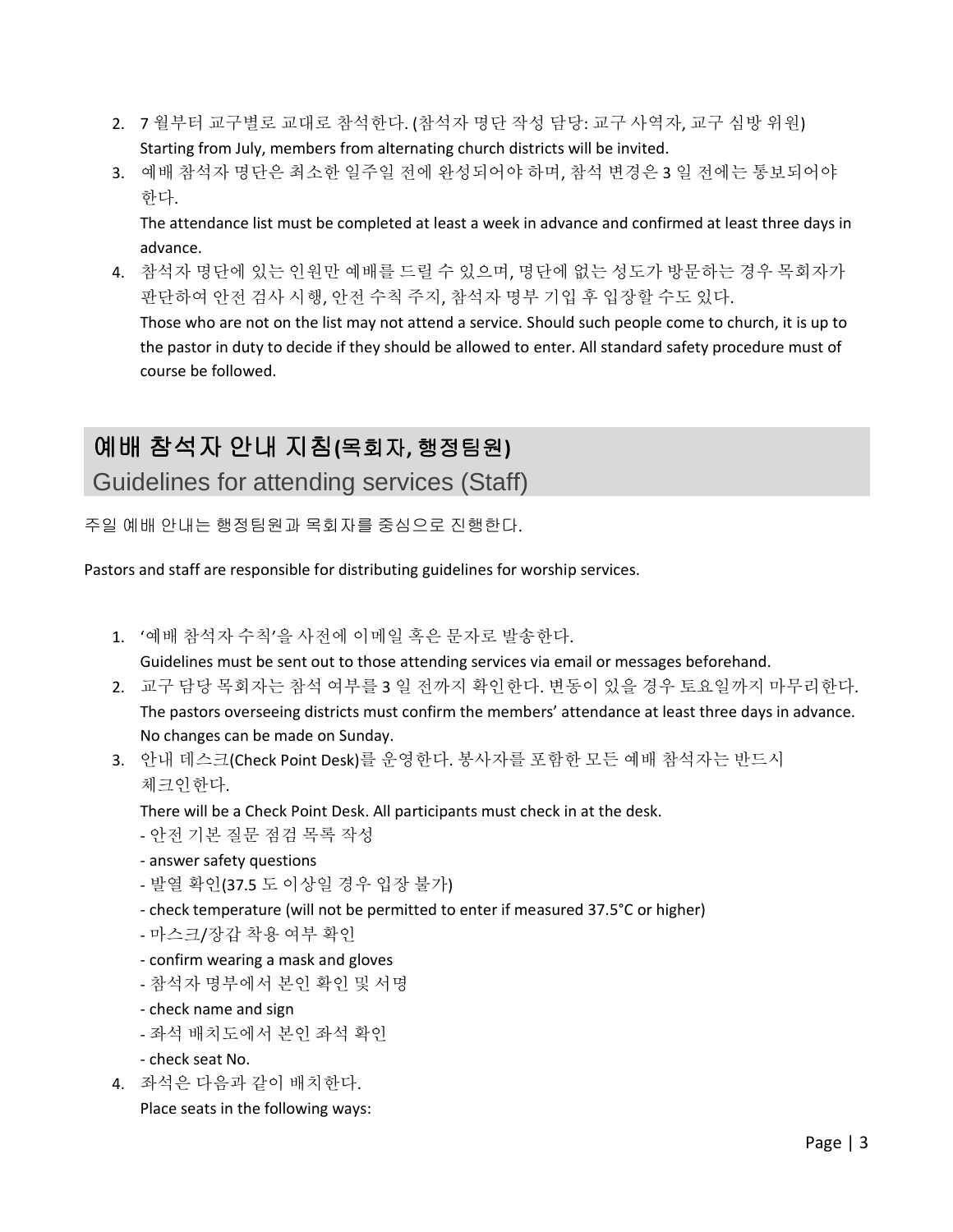2. 7 월부터 교구별로 교대로 참석한다. (참석자 명단 작성 담당: 교구 사역자, 교구 심방 위원)
   Starting from July, members from alternating church districts will be invited.
3. 예배 참석자 명단은 최소한 일주일 전에 완성되어야 하며, 참석 변경은 3 일 전에는 통보되어야 한다.
   The attendance list must be completed at least a week in advance and confirmed at least three days in advance.
4. 참석자 명단에 있는 인원만 예배를 드릴 수 있으며, 명단에 없는 성도가 방문하는 경우 목회자가 판단하여 안전 검사 시행, 안전 수칙 주지, 참석자 명부 기입 후 입장할 수도 있다.
   Those who are not on the list may not attend a service. Should such people come to church, it is up to the pastor in duty to decide if they should be allowed to enter. All standard safety procedure must of course be followed.

## 예배 참석자 안내 지침(목회자, 행정팀원)
## Guidelines for attending services (Staff)

주일 예배 안내는 행정팀원과 목회자를 중심으로 진행한다.

Pastors and staff are responsible for distributing guidelines for worship services.

1. '예배 참석자 수칙'을 사전에 이메일 혹은 문자로 발송한다.
   Guidelines must be sent out to those attending services via email or messages beforehand.
2. 교구 담당 목회자는 참석 여부를 3 일 전까지 확인한다. 변동이 있을 경우 토요일까지 마무리한다.
   The pastors overseeing districts must confirm the members' attendance at least three days in advance. No changes can be made on Sunday.
3. 안내 데스크(Check Point Desk)를 운영한다. 봉사자를 포함한 모든 예배 참석자는 반드시 체크인한다.
   There will be a Check Point Desk. All participants must check in at the desk.
   - 안전 기본 질문 점검 목록 작성
   - answer safety questions
   - 발열 확인(37.5 도 이상일 경우 입장 불가)
   - check temperature (will not be permitted to enter if measured 37.5°C or higher)
   - 마스크/장갑 착용 여부 확인
   - confirm wearing a mask and gloves
   - 참석자 명부에서 본인 확인 및 서명
   - check name and sign
   - 좌석 배치도에서 본인 좌석 확인
   - check seat No.
4. 좌석은 다음과 같이 배치한다.
   Place seats in the following ways: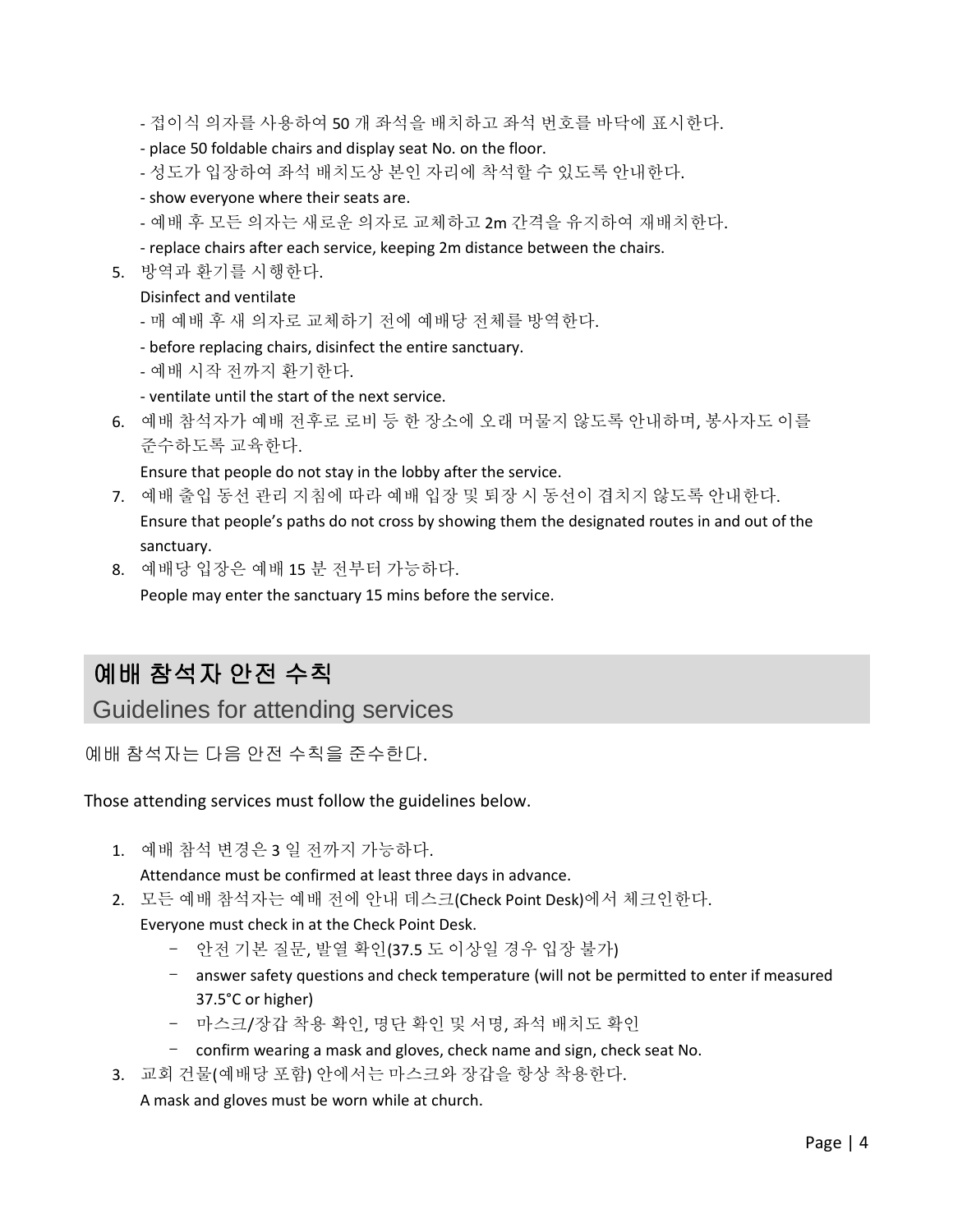- 접이식 의자를 사용하여 50 개 좌석을 배치하고 좌석 번호를 바닥에 표시한다.
- place 50 foldable chairs and display seat No. on the floor.
- 성도가 입장하여 좌석 배치도상 본인 자리에 착석할 수 있도록 안내한다.
- show everyone where their seats are.
- 예배 후 모든 의자는 새로운 의자로 교체하고 2m 간격을 유지하여 재배치한다.
- replace chairs after each service, keeping 2m distance between the chairs.

5. 방역과 환기를 시행한다.
   Disinfect and ventilate
   - 매 예배 후 새 의자로 교체하기 전에 예배당 전체를 방역한다.
   - before replacing chairs, disinfect the entire sanctuary.
   - 예배 시작 전까지 환기한다.
   - ventilate until the start of the next service.
6. 예배 참석자가 예배 전후로 로비 등 한 장소에 오래 머물지 않도록 안내하며, 봉사자도 이를 준수하도록 교육한다.
   Ensure that people do not stay in the lobby after the service.
7. 예배 출입 동선 관리 지침에 따라 예배 입장 및 퇴장 시 동선이 겹치지 않도록 안내한다.
   Ensure that people's paths do not cross by showing them the designated routes in and out of the sanctuary.
8. 예배당 입장은 예배 15 분 전부터 가능하다.
   People may enter the sanctuary 15 mins before the service.

## 예배 참석자 안전 수칙

## Guidelines for attending services

예배 참석자는 다음 안전 수칙을 준수한다.

Those attending services must follow the guidelines below.

1. 예배 참석 변경은 3 일 전까지 가능하다.
   Attendance must be confirmed at least three days in advance.
2. 모든 예배 참석자는 예배 전에 안내 데스크(Check Point Desk)에서 체크인한다.
   Everyone must check in at the Check Point Desk.
   - 안전 기본 질문, 발열 확인(37.5 도 이상일 경우 입장 불가)
   - answer safety questions and check temperature (will not be permitted to enter if measured 37.5°C or higher)
   - 마스크/장갑 착용 확인, 명단 확인 및 서명, 좌석 배치도 확인
   - confirm wearing a mask and gloves, check name and sign, check seat No.
3. 교회 건물(예배당 포함) 안에서는 마스크와 장갑을 항상 착용한다.
   A mask and gloves must be worn while at church.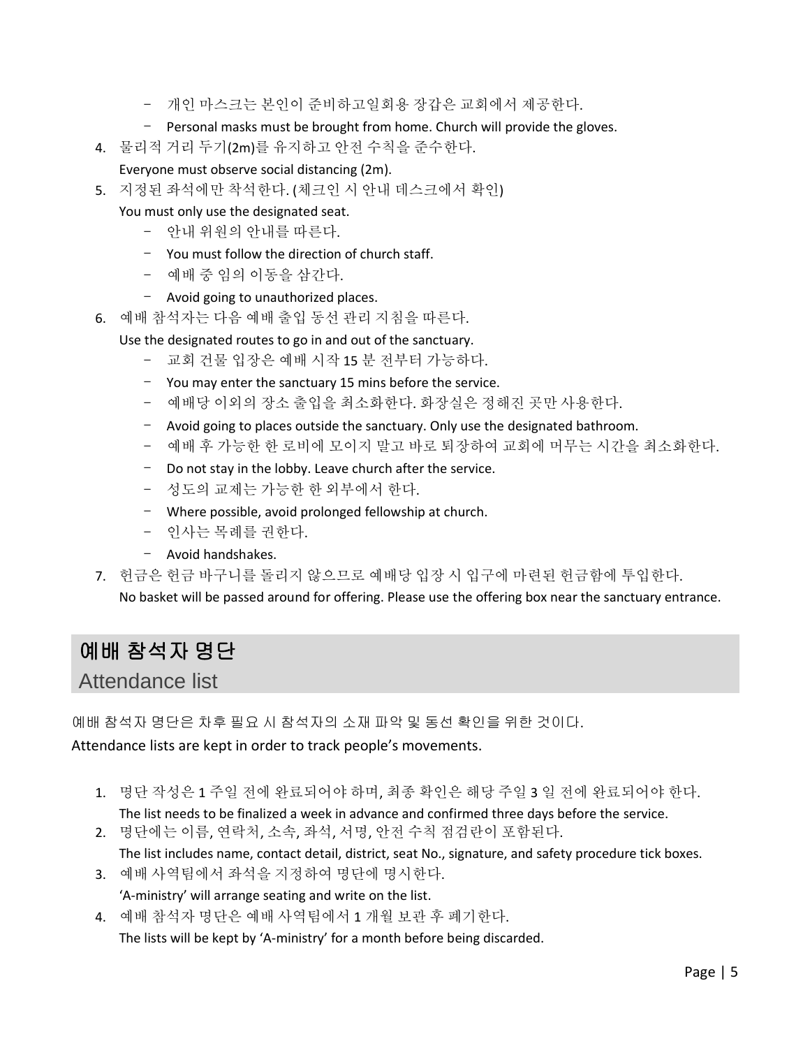- 개인 마스크는 본인이 준비하고일회용 장갑은 교회에서 제공한다.
- Personal masks must be brought from home. Church will provide the gloves.

4. 물리적 거리 두기(2m)를 유지하고 안전 수칙을 준수한다.
   Everyone must observe social distancing (2m).
5. 지정된 좌석에만 착석한다. (체크인 시 안내 데스크에서 확인)
   You must only use the designated seat.
   - 안내 위원의 안내를 따른다.
   - You must follow the direction of church staff.
   - 예배 중 임의 이동을 삼간다.
   - Avoid going to unauthorized places.
6. 예배 참석자는 다음 예배 출입 동선 관리 지침을 따른다.
   Use the designated routes to go in and out of the sanctuary.
   - 교회 건물 입장은 예배 시작 15 분 전부터 가능하다.
   - You may enter the sanctuary 15 mins before the service.
   - 예배당 이외의 장소 출입을 최소화한다. 화장실은 정해진 곳만 사용한다.
   - Avoid going to places outside the sanctuary. Only use the designated bathroom.
   - 예배 후 가능한 한 로비에 모이지 말고 바로 퇴장하여 교회에 머무는 시간을 최소화한다.
   - Do not stay in the lobby. Leave church after the service.
   - 성도의 교제는 가능한 한 외부에서 한다.
   - Where possible, avoid prolonged fellowship at church.
   - 인사는 목례를 권한다.
   - Avoid handshakes.
7. 헌금은 헌금 바구니를 돌리지 않으므로 예배당 입장 시 입구에 마련된 헌금함에 투입한다.
   No basket will be passed around for offering. Please use the offering box near the sanctuary entrance.

## 예배 참석자 명단
## Attendance list

예배 참석자 명단은 차후 필요 시 참석자의 소재 파악 및 동선 확인을 위한 것이다.

Attendance lists are kept in order to track people's movements.

1. 명단 작성은 1 주일 전에 완료되어야 하며, 최종 확인은 해당 주일 3 일 전에 완료되어야 한다.
   The list needs to be finalized a week in advance and confirmed three days before the service.
2. 명단에는 이름, 연락처, 소속, 좌석, 서명, 안전 수칙 점검란이 포함된다.
   The list includes name, contact detail, district, seat No., signature, and safety procedure tick boxes.
3. 예배 사역팀에서 좌석을 지정하여 명단에 명시한다.
   'A-ministry' will arrange seating and write on the list.
4. 예배 참석자 명단은 예배 사역팀에서 1 개월 보관 후 폐기한다.
   The lists will be kept by 'A-ministry' for a month before being discarded.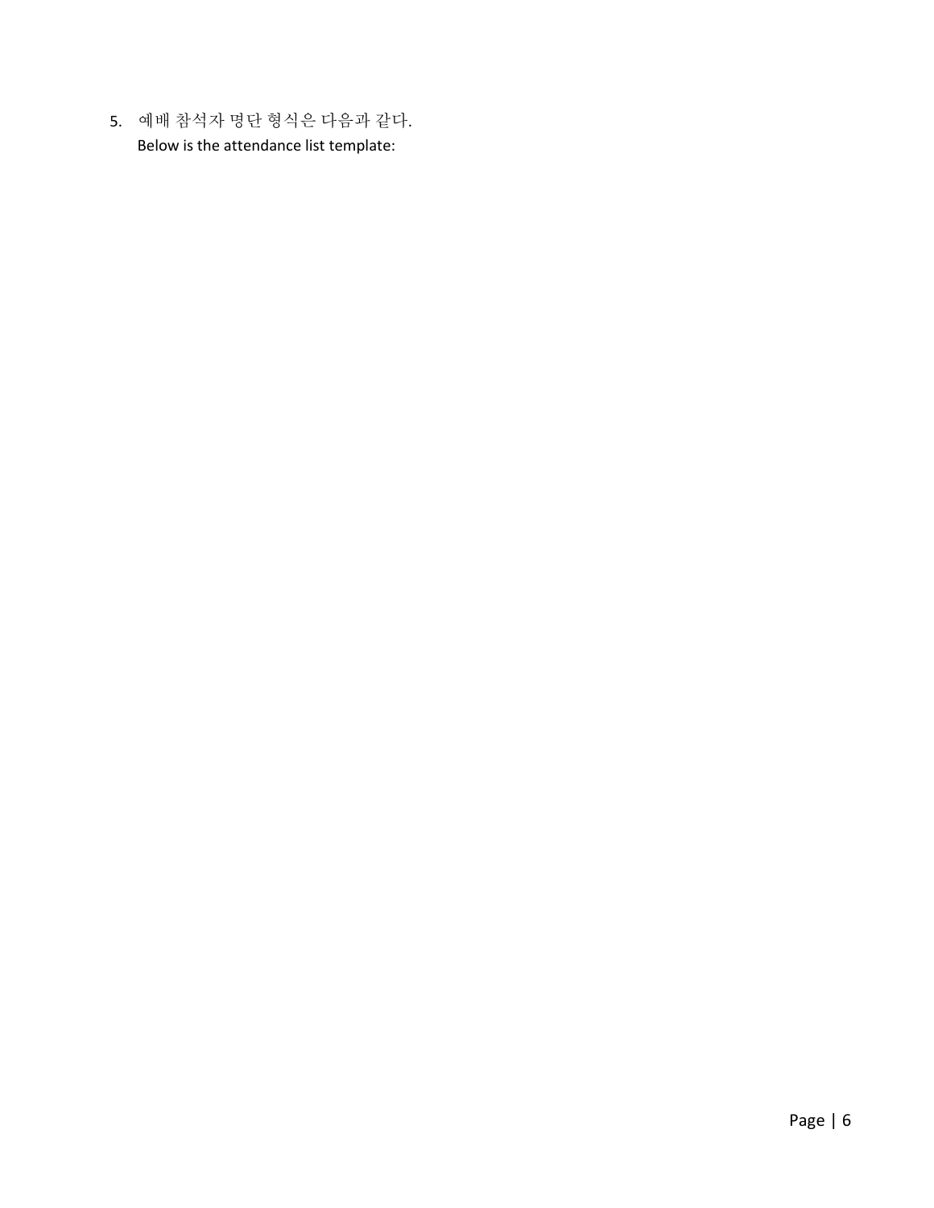5. 예배 참석자 명단 형식은 다음과 같다.
   Below is the attendance list template: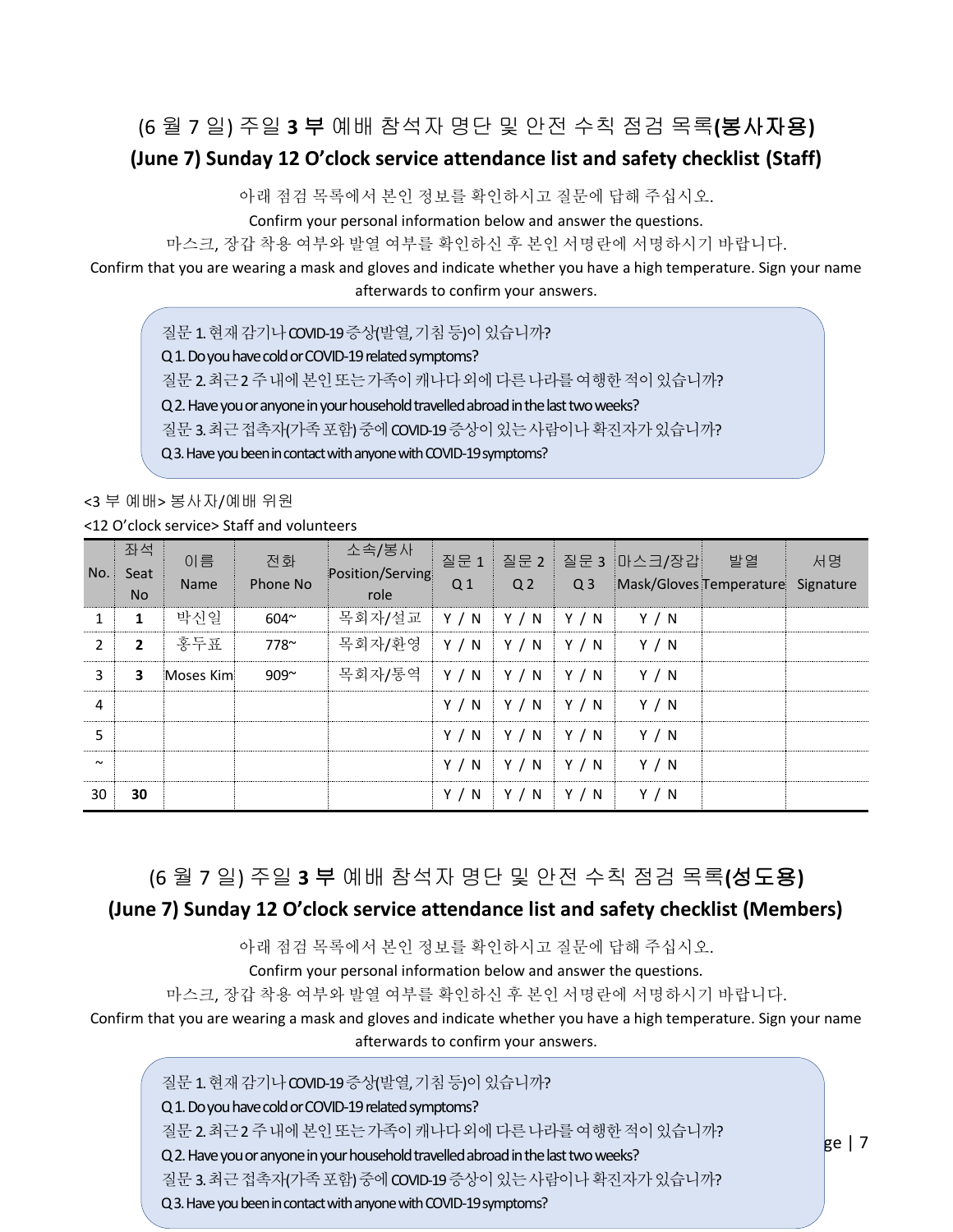## (6 월 7 일) 주일 **3 부** 예배 참석자 명단 및 안전 수칙 점검 목록**(봉사자용)**

### (June 7) Sunday 12 O'clock service attendance list and safety checklist (Staff)

아래 점검 목록에서 본인 정보를 확인하시고 질문에 답해 주십시오.

Confirm your personal information below and answer the questions.

마스크, 장갑 착용 여부와 발열 여부를 확인하신 후 본인 서명란에 서명하시기 바랍니다.

Confirm that you are wearing a mask and gloves and indicate whether you have a high temperature. Sign your name afterwards to confirm your answers.

> 질문 1. 현재 감기나 COVID-19 증상(발열, 기침 등)이 있습니까?
> Q 1. Do you have cold or COVID-19 related symptoms?
> 질문 2. 최근 2 주 내에 본인 또는 가족이 캐나다 외에 다른 나라를 여행한 적이 있습니까?
> Q 2. Have you or anyone in your household travelled abroad in the last two weeks?
> 질문 3. 최근 접촉자(가족 포함) 중에 COVID-19 증상이 있는 사람이나 확진자가 있습니까?
> Q 3. Have you been in contact with anyone with COVID-19 symptoms?

<3 부 예배> 봉사자/예배 위원

<12 O'clock service> Staff and volunteers

| No. | 좌석 Seat No | 이름 Name | 전화 Phone No | 소속/봉사 Position/Serving role | 질문 1 Q 1 | 질문 2 Q 2 | 질문 3 Q 3 | 마스크/장갑 Mask/Gloves | 발열 Temperature | 서명 Signature |
|---|---|---|---|---|---|---|---|---|---|---|
| 1 | **1** | 박신일 | 604~ | 목회자/설교 | Y / N | Y / N | Y / N | Y / N | | |
| 2 | **2** | 홍두표 | 778~ | 목회자/환영 | Y / N | Y / N | Y / N | Y / N | | |
| 3 | **3** | Moses Kim | 909~ | 목회자/통역 | Y / N | Y / N | Y / N | Y / N | | |
| 4 | | | | | Y / N | Y / N | Y / N | Y / N | | |
| 5 | | | | | Y / N | Y / N | Y / N | Y / N | | |
| ~ | | | | | Y / N | Y / N | Y / N | Y / N | | |
| 30 | **30** | | | | Y / N | Y / N | Y / N | Y / N | | |

## (6 월 7 일) 주일 **3 부** 예배 참석자 명단 및 안전 수칙 점검 목록**(성도용)**

### (June 7) Sunday 12 O'clock service attendance list and safety checklist (Members)

아래 점검 목록에서 본인 정보를 확인하시고 질문에 답해 주십시오.

Confirm your personal information below and answer the questions.

마스크, 장갑 착용 여부와 발열 여부를 확인하신 후 본인 서명란에 서명하시기 바랍니다.

Confirm that you are wearing a mask and gloves and indicate whether you have a high temperature. Sign your name afterwards to confirm your answers.

> 질문 1. 현재 감기나 COVID-19 증상(발열, 기침 등)이 있습니까?
> Q 1. Do you have cold or COVID-19 related symptoms?
> 질문 2. 최근 2 주 내에 본인 또는 가족이 캐나다 외에 다른 나라를 여행한 적이 있습니까?
> Q 2. Have you or anyone in your household travelled abroad in the last two weeks?
> 질문 3. 최근 접촉자(가족 포함) 중에 COVID-19 증상이 있는 사람이나 확진자가 있습니까?
> Q 3. Have you been in contact with anyone with COVID-19 symptoms?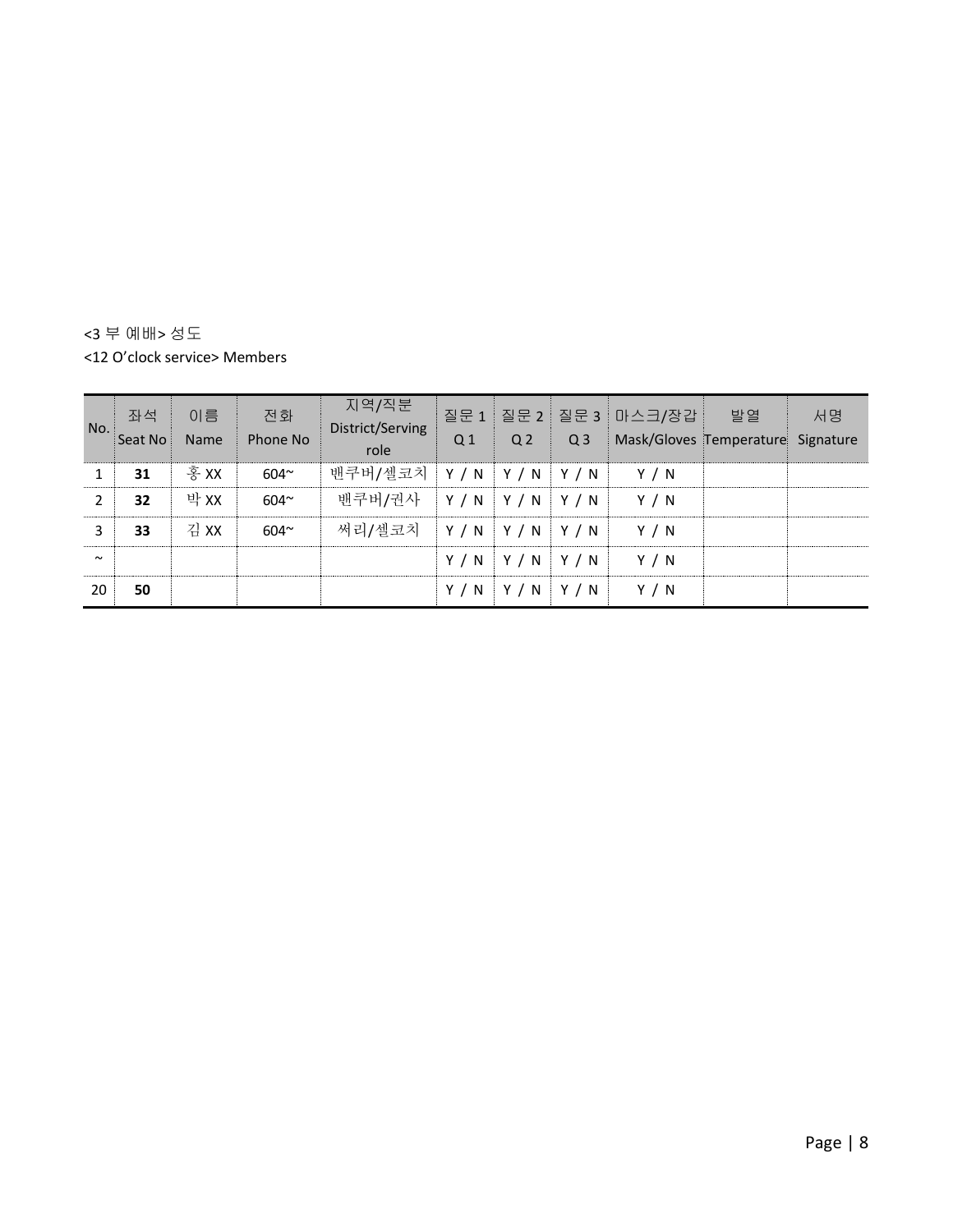<3 부 예배> 성도

<12 O'clock service> Members

| No. | 좌석<br>Seat No | 이름<br>Name | 전화<br>Phone No | 지역/직분<br>District/Serving role | 질문 1<br>Q 1 | 질문 2<br>Q 2 | 질문 3<br>Q 3 | 마스크/장갑<br>Mask/Gloves | 발열<br>Temperature | 서명<br>Signature |
|---|---|---|---|---|---|---|---|---|---|---|
| 1 | **31** | 홍 XX | 604~ | 밴쿠버/셀코치 | Y / N | Y / N | Y / N | Y / N | | |
| 2 | **32** | 박 XX | 604~ | 밴쿠버/권사 | Y / N | Y / N | Y / N | Y / N | | |
| 3 | **33** | 김 XX | 604~ | 써리/셀코치 | Y / N | Y / N | Y / N | Y / N | | |
| ~ | | | | | Y / N | Y / N | Y / N | Y / N | | |
| 20 | **50** | | | | Y / N | Y / N | Y / N | Y / N | | |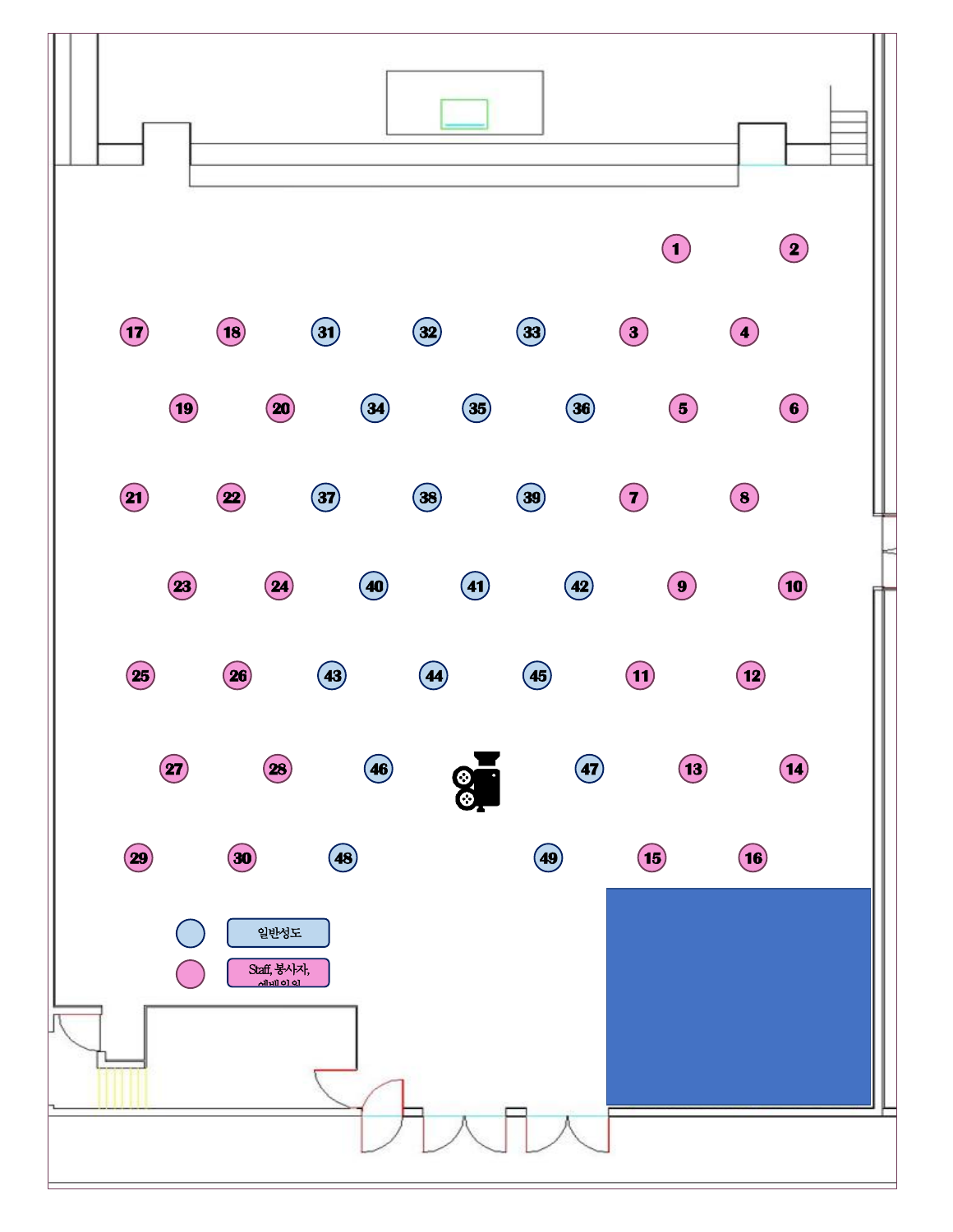1 2

17 18 31 32 33 3 4

19 20 34 35 36 5 6

21 22 37 38 39 7 8

23 24 40 41 42 9 10

25 26 43 44 45 11 12

27 28 46 47 13 14

29 30 48 49 15 16

일반성도

Staff, 봉사자, 예배위원